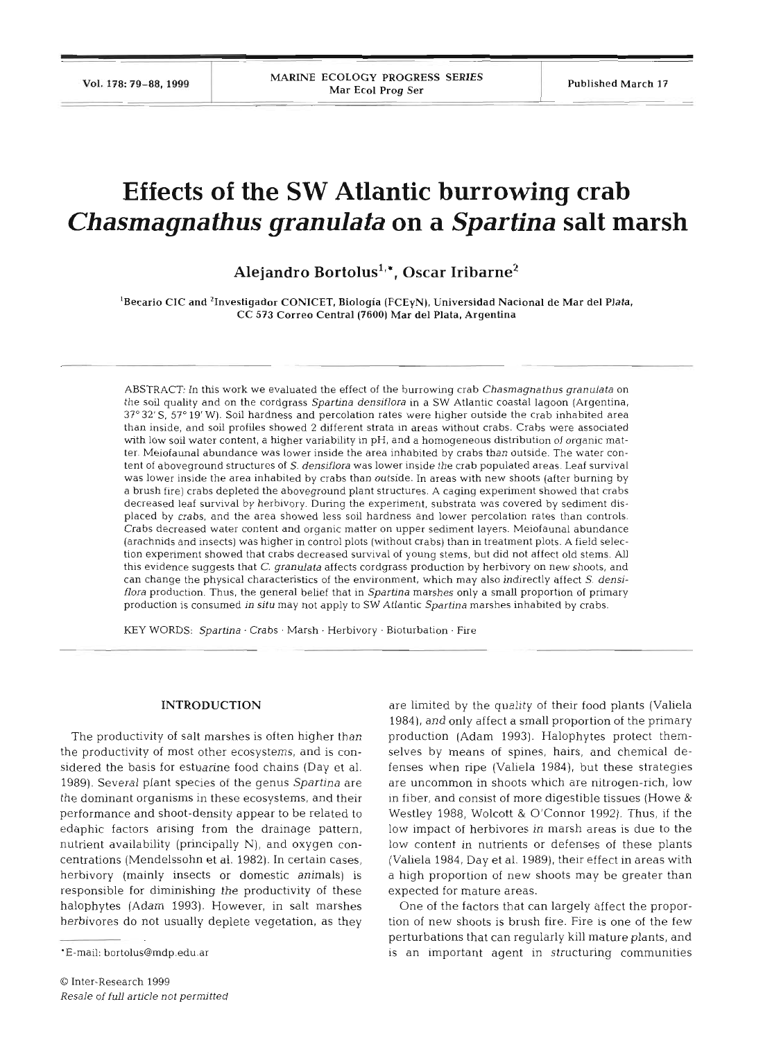# Effects of the SW Atlantic burrowing crab *Chasmagnathus granulata* on a *Spartina* salt marsh

**Alejandro Bortolus**[1,*], **Oscar Iribarne**[2]

[1]Becario CIC and [2]Investigador CONICET, Biología (FCEyN), Universidad Nacional de Mar del Plata, CC 573 Correo Central (7600) Mar del Plata, Argentina

ABSTRACT: In this work we evaluated the effect of the burrowing crab *Chasmagnathus granulata* on the soil quality and on the cordgrass *Spartina densiflora* in a SW Atlantic coastal lagoon (Argentina, 37° 32′ S, 57° 19′ W). Soil hardness and percolation rates were higher outside the crab inhabited area than inside, and soil profiles showed 2 different strata in areas without crabs. Crabs were associated with low soil water content, a higher variability in pH, and a homogeneous distribution of organic matter. Meiofaunal abundance was lower inside the area inhabited by crabs than outside. The water content of aboveground structures of *S. densiflora* was lower inside the crab populated areas. Leaf survival was lower inside the area inhabited by crabs than outside. In areas with new shoots (after burning by a brush fire) crabs depleted the aboveground plant structures. A caging experiment showed that crabs decreased leaf survival by herbivory. During the experiment, substrata was covered by sediment displaced by crabs, and the area showed less soil hardness and lower percolation rates than controls. Crabs decreased water content and organic matter on upper sediment layers. Meiofaunal abundance (arachnids and insects) was higher in control plots (without crabs) than in treatment plots. A field selection experiment showed that crabs decreased survival of young stems, but did not affect old stems. All this evidence suggests that *C. granulata* affects cordgrass production by herbivory on new shoots, and can change the physical characteristics of the environment, which may also indirectly affect *S. densiflora* production. Thus, the general belief that in *Spartina* marshes only a small proportion of primary production is consumed *in situ* may not apply to SW Atlantic *Spartina* marshes inhabited by crabs.

KEY WORDS: *Spartina* · Crabs · Marsh · Herbivory · Bioturbation · Fire

## INTRODUCTION

The productivity of salt marshes is often higher than the productivity of most other ecosystems, and is considered the basis for estuarine food chains (Day et al. 1989). Several plant species of the genus *Spartina* are the dominant organisms in these ecosystems, and their performance and shoot-density appear to be related to edaphic factors arising from the drainage pattern, nutrient availability (principally N), and oxygen concentrations (Mendelssohn et al. 1982). In certain cases, herbivory (mainly insects or domestic animals) is responsible for diminishing the productivity of these halophytes (Adam 1993). However, in salt marshes herbivores do not usually deplete vegetation, as they are limited by the quality of their food plants (Valiela 1984), and only affect a small proportion of the primary production (Adam 1993). Halophytes protect themselves by means of spines, hairs, and chemical defenses when ripe (Valiela 1984), but these strategies are uncommon in shoots which are nitrogen-rich, low in fiber, and consist of more digestible tissues (Howe & Westley 1988, Wolcott & O'Connor 1992). Thus, if the low impact of herbivores in marsh areas is due to the low content in nutrients or defenses of these plants (Valiela 1984, Day et al. 1989), their effect in areas with a high proportion of new shoots may be greater than expected for mature areas.

One of the factors that can largely affect the proportion of new shoots is brush fire. Fire is one of the few perturbations that can regularly kill mature plants, and is an important agent in structuring communities

*E-mail: bortolus@mdp.edu.ar

© Inter-Research 1999
*Resale of full article not permitted*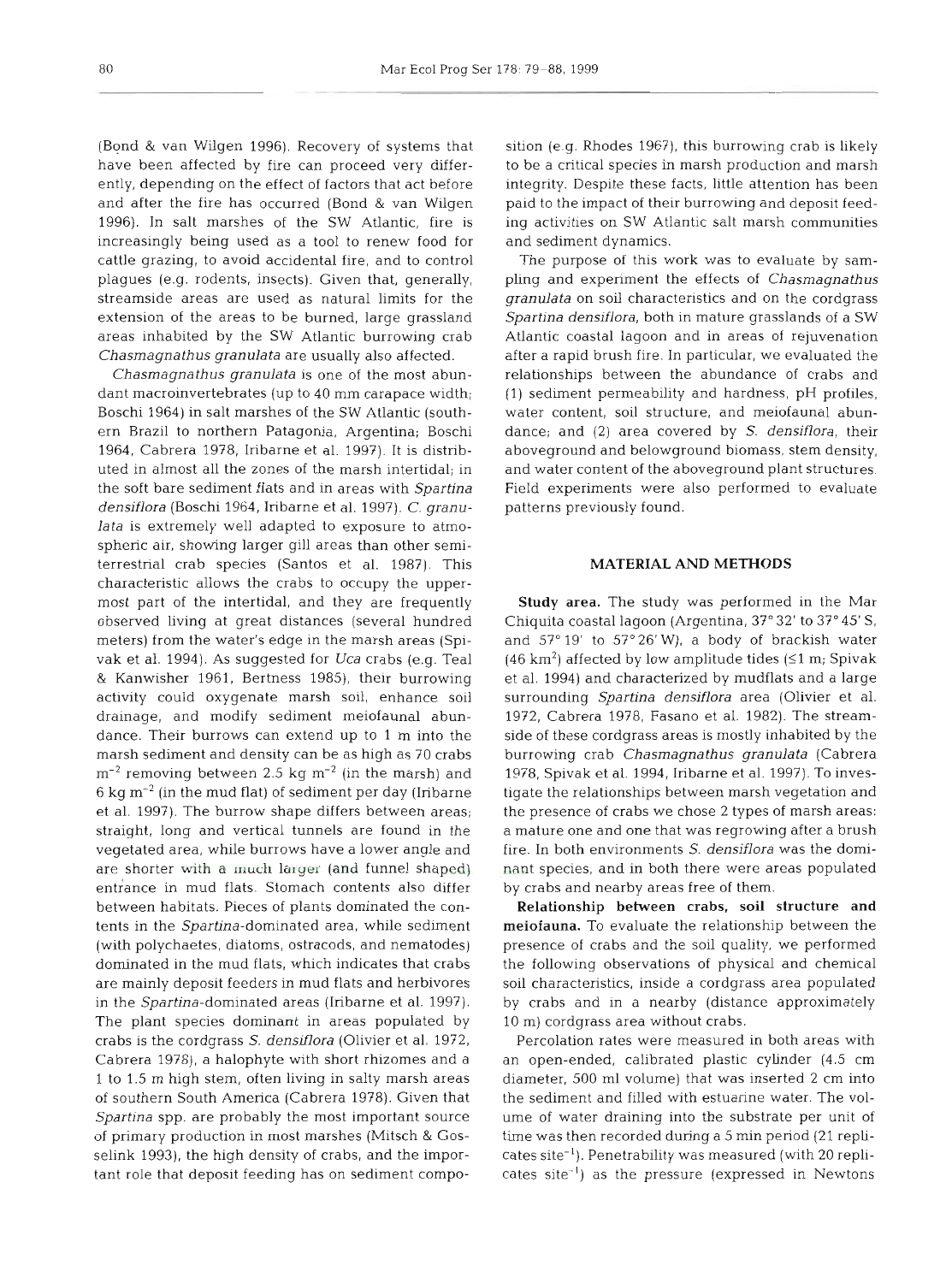(Bond & van Wilgen 1996). Recovery of systems that have been affected by fire can proceed very differently, depending on the effect of factors that act before and after the fire has occurred (Bond & van Wilgen 1996). In salt marshes of the SW Atlantic, fire is increasingly being used as a tool to renew food for cattle grazing, to avoid accidental fire, and to control plagues (e.g. rodents, insects). Given that, generally, streamside areas are used as natural limits for the extension of the areas to be burned, large grassland areas inhabited by the SW Atlantic burrowing crab *Chasmagnathus granulata* are usually also affected.

*Chasmagnathus granulata* is one of the most abundant macroinvertebrates (up to 40 mm carapace width; Boschi 1964) in salt marshes of the SW Atlantic (southern Brazil to northern Patagonia, Argentina; Boschi 1964, Cabrera 1978, Iribarne et al. 1997). It is distributed in almost all the zones of the marsh intertidal; in the soft bare sediment flats and in areas with *Spartina densiflora* (Boschi 1964, Iribarne et al. 1997). *C. granulata* is extremely well adapted to exposure to atmospheric air, showing larger gill areas than other semi-terrestrial crab species (Santos et al. 1987). This characteristic allows the crabs to occupy the uppermost part of the intertidal, and they are frequently observed living at great distances (several hundred meters) from the water's edge in the marsh areas (Spivak et al. 1994). As suggested for *Uca* crabs (e.g. Teal & Kanwisher 1961, Bertness 1985), their burrowing activity could oxygenate marsh soil, enhance soil drainage, and modify sediment meiofaunal abundance. Their burrows can extend up to 1 m into the marsh sediment and density can be as high as 70 crabs $m^{-2}$ removing between 2.5 kg $m^{-2}$ (in the marsh) and 6 kg $m^{-2}$ (in the mud flat) of sediment per day (Iribarne et al. 1997). The burrow shape differs between areas; straight, long and vertical tunnels are found in the vegetated area, while burrows have a lower angle and are shorter with a much larger (and funnel shaped) entrance in mud flats. Stomach contents also differ between habitats. Pieces of plants dominated the contents in the *Spartina*-dominated area, while sediment (with polychaetes, diatoms, ostracods, and nematodes) dominated in the mud flats, which indicates that crabs are mainly deposit feeders in mud flats and herbivores in the *Spartina*-dominated areas (Iribarne et al. 1997). The plant species dominant in areas populated by crabs is the cordgrass *S. densiflora* (Olivier et al. 1972, Cabrera 1978), a halophyte with short rhizomes and a 1 to 1.5 m high stem, often living in salty marsh areas of southern South America (Cabrera 1978). Given that *Spartina* spp. are probably the most important source of primary production in most marshes (Mitsch & Gosselink 1993), the high density of crabs, and the important role that deposit feeding has on sediment composition (e.g. Rhodes 1967), this burrowing crab is likely to be a critical species in marsh production and marsh integrity. Despite these facts, little attention has been paid to the impact of their burrowing and deposit feeding activities on SW Atlantic salt marsh communities and sediment dynamics.

The purpose of this work was to evaluate by sampling and experiment the effects of *Chasmagnathus granulata* on soil characteristics and on the cordgrass *Spartina densiflora*, both in mature grasslands of a SW Atlantic coastal lagoon and in areas of rejuvenation after a rapid brush fire. In particular, we evaluated the relationships between the abundance of crabs and (1) sediment permeability and hardness, pH profiles, water content, soil structure, and meiofaunal abundance; and (2) area covered by *S. densiflora*, their aboveground and belowground biomass, stem density, and water content of the aboveground plant structures. Field experiments were also performed to evaluate patterns previously found.

## MATERIAL AND METHODS

**Study area.** The study was performed in the Mar Chiquita coastal lagoon (Argentina, 37° 32' to 37° 45' S, and 57° 19' to 57° 26' W), a body of brackish water (46 $km^2$) affected by low amplitude tides (≤1 m; Spivak et al. 1994) and characterized by mudflats and a large surrounding *Spartina densiflora* area (Olivier et al. 1972, Cabrera 1978, Fasano et al. 1982). The streamside of these cordgrass areas is mostly inhabited by the burrowing crab *Chasmagnathus granulata* (Cabrera 1978, Spivak et al. 1994, Iribarne et al. 1997). To investigate the relationships between marsh vegetation and the presence of crabs we chose 2 types of marsh areas: a mature one and one that was regrowing after a brush fire. In both environments *S. densiflora* was the dominant species, and in both there were areas populated by crabs and nearby areas free of them.

**Relationship between crabs, soil structure and meiofauna.** To evaluate the relationship between the presence of crabs and the soil quality, we performed the following observations of physical and chemical soil characteristics, inside a cordgrass area populated by crabs and in a nearby (distance approximately 10 m) cordgrass area without crabs.

Percolation rates were measured in both areas with an open-ended, calibrated plastic cylinder (4.5 cm diameter, 500 ml volume) that was inserted 2 cm into the sediment and filled with estuarine water. The volume of water draining into the substrate per unit of time was then recorded during a 5 min period (21 replicates $site^{-1}$). Penetrability was measured (with 20 replicates $site^{-1}$) as the pressure (expressed in Newtons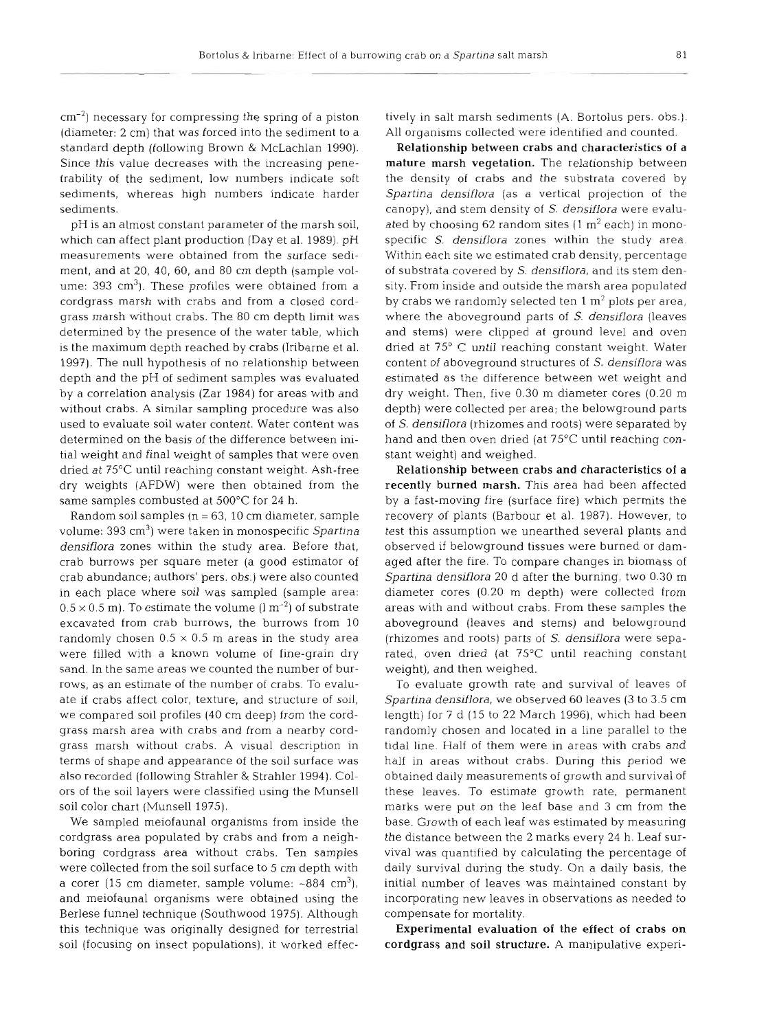$cm^{-2}$) necessary for compressing the spring of a piston (diameter: 2 cm) that was forced into the sediment to a standard depth (following Brown & McLachlan 1990). Since this value decreases with the increasing penetrability of the sediment, low numbers indicate soft sediments, whereas high numbers indicate harder sediments.

pH is an almost constant parameter of the marsh soil, which can affect plant production (Day et al. 1989). pH measurements were obtained from the surface sediment, and at 20, 40, 60, and 80 cm depth (sample volume: 393 $cm^3$). These profiles were obtained from a cordgrass marsh with crabs and from a closed cordgrass marsh without crabs. The 80 cm depth limit was determined by the presence of the water table, which is the maximum depth reached by crabs (Iribarne et al. 1997). The null hypothesis of no relationship between depth and the pH of sediment samples was evaluated by a correlation analysis (Zar 1984) for areas with and without crabs. A similar sampling procedure was also used to evaluate soil water content. Water content was determined on the basis of the difference between initial weight and final weight of samples that were oven dried at 75°C until reaching constant weight. Ash-free dry weights (AFDW) were then obtained from the same samples combusted at 500°C for 24 h.

Random soil samples ($n = 63$, 10 cm diameter, sample volume: 393 $cm^3$) were taken in monospecific *Spartina densiflora* zones within the study area. Before that, crab burrows per square meter (a good estimator of crab abundance; authors' pers. obs.) were also counted in each place where soil was sampled (sample area: $0.5 \times 0.5$ m). To estimate the volume (l $m^{-2}$) of substrate excavated from crab burrows, the burrows from 10 randomly chosen $0.5 \times 0.5$ m areas in the study area were filled with a known volume of fine-grain dry sand. In the same areas we counted the number of burrows, as an estimate of the number of crabs. To evaluate if crabs affect color, texture, and structure of soil, we compared soil profiles (40 cm deep) from the cordgrass marsh area with crabs and from a nearby cordgrass marsh without crabs. A visual description in terms of shape and appearance of the soil surface was also recorded (following Strahler & Strahler 1994). Colors of the soil layers were classified using the Munsell soil color chart (Munsell 1975).

We sampled meiofaunal organisms from inside the cordgrass area populated by crabs and from a neighboring cordgrass area without crabs. Ten samples were collected from the soil surface to 5 cm depth with a corer (15 cm diameter, sample volume: ~884 $cm^3$), and meiofaunal organisms were obtained using the Berlese funnel technique (Southwood 1975). Although this technique was originally designed for terrestrial soil (focusing on insect populations), it worked effectively in salt marsh sediments (A. Bortolus pers. obs.). All organisms collected were identified and counted.

**Relationship between crabs and characteristics of a mature marsh vegetation.** The relationship between the density of crabs and the substrata covered by *Spartina densiflora* (as a vertical projection of the canopy), and stem density of *S. densiflora* were evaluated by choosing 62 random sites (1 $m^2$ each) in monospecific *S. densiflora* zones within the study area. Within each site we estimated crab density, percentage of substrata covered by *S. densiflora*, and its stem density. From inside and outside the marsh area populated by crabs we randomly selected ten 1 $m^2$ plots per area, where the aboveground parts of *S. densiflora* (leaves and stems) were clipped at ground level and oven dried at 75° C until reaching constant weight. Water content of aboveground structures of *S. densiflora* was estimated as the difference between wet weight and dry weight. Then, five 0.30 m diameter cores (0.20 m depth) were collected per area; the belowground parts of *S. densiflora* (rhizomes and roots) were separated by hand and then oven dried (at 75°C until reaching constant weight) and weighed.

**Relationship between crabs and characteristics of a recently burned marsh.** This area had been affected by a fast-moving fire (surface fire) which permits the recovery of plants (Barbour et al. 1987). However, to test this assumption we unearthed several plants and observed if belowground tissues were burned or damaged after the fire. To compare changes in biomass of *Spartina densiflora* 20 d after the burning, two 0.30 m diameter cores (0.20 m depth) were collected from areas with and without crabs. From these samples the aboveground (leaves and stems) and belowground (rhizomes and roots) parts of *S. densiflora* were separated, oven dried (at 75°C until reaching constant weight), and then weighed.

To evaluate growth rate and survival of leaves of *Spartina densiflora*, we observed 60 leaves (3 to 3.5 cm length) for 7 d (15 to 22 March 1996), which had been randomly chosen and located in a line parallel to the tidal line. Half of them were in areas with crabs and half in areas without crabs. During this period we obtained daily measurements of growth and survival of these leaves. To estimate growth rate, permanent marks were put on the leaf base and 3 cm from the base. Growth of each leaf was estimated by measuring the distance between the 2 marks every 24 h. Leaf survival was quantified by calculating the percentage of daily survival during the study. On a daily basis, the initial number of leaves was maintained constant by incorporating new leaves in observations as needed to compensate for mortality.

**Experimental evaluation of the effect of crabs on cordgrass and soil structure.** A manipulative experi-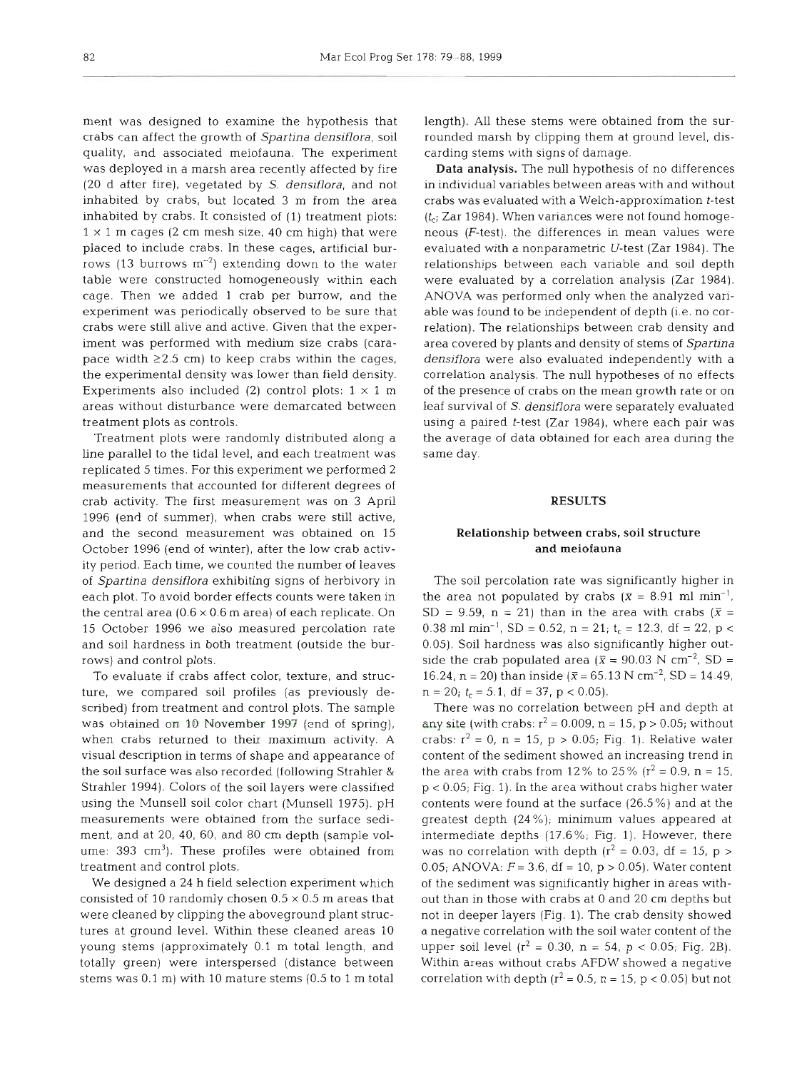ment was designed to examine the hypothesis that crabs can affect the growth of *Spartina densiflora*, soil quality, and associated meiofauna. The experiment was deployed in a marsh area recently affected by fire (20 d after fire), vegetated by *S. densiflora*, and not inhabited by crabs, but located 3 m from the area inhabited by crabs. It consisted of (1) treatment plots: 1 × 1 m cages (2 cm mesh size, 40 cm high) that were placed to include crabs. In these cages, artificial burrows (13 burrows $m^{-2}$) extending down to the water table were constructed homogeneously within each cage. Then we added 1 crab per burrow, and the experiment was periodically observed to be sure that crabs were still alive and active. Given that the experiment was performed with medium size crabs (carapace width ≥2.5 cm) to keep crabs within the cages, the experimental density was lower than field density. Experiments also included (2) control plots: 1 × 1 m areas without disturbance were demarcated between treatment plots as controls.

Treatment plots were randomly distributed along a line parallel to the tidal level, and each treatment was replicated 5 times. For this experiment we performed 2 measurements that accounted for different degrees of crab activity. The first measurement was on 3 April 1996 (end of summer), when crabs were still active, and the second measurement was obtained on 15 October 1996 (end of winter), after the low crab activity period. Each time, we counted the number of leaves of *Spartina densiflora* exhibiting signs of herbivory in each plot. To avoid border effects counts were taken in the central area (0.6 × 0.6 m area) of each replicate. On 15 October 1996 we also measured percolation rate and soil hardness in both treatment (outside the burrows) and control plots.

To evaluate if crabs affect color, texture, and structure, we compared soil profiles (as previously described) from treatment and control plots. The sample was obtained on 10 November 1997 (end of spring), when crabs returned to their maximum activity. A visual description in terms of shape and appearance of the soil surface was also recorded (following Strahler & Strahler 1994). Colors of the soil layers were classified using the Munsell soil color chart (Munsell 1975). pH measurements were obtained from the surface sediment, and at 20, 40, 60, and 80 cm depth (sample volume: 393 $cm^3$). These profiles were obtained from treatment and control plots.

We designed a 24 h field selection experiment which consisted of 10 randomly chosen 0.5 × 0.5 m areas that were cleaned by clipping the aboveground plant structures at ground level. Within these cleaned areas 10 young stems (approximately 0.1 m total length, and totally green) were interspersed (distance between stems was 0.1 m) with 10 mature stems (0.5 to 1 m total length). All these stems were obtained from the surrounded marsh by clipping them at ground level, discarding stems with signs of damage.

**Data analysis.** The null hypothesis of no differences in individual variables between areas with and without crabs was evaluated with a Welch-approximation *t*-test ($t_c$; Zar 1984). When variances were not found homogeneous (*F*-test), the differences in mean values were evaluated with a nonparametric *U*-test (Zar 1984). The relationships between each variable and soil depth were evaluated by a correlation analysis (Zar 1984). ANOVA was performed only when the analyzed variable was found to be independent of depth (i.e. no correlation). The relationships between crab density and area covered by plants and density of stems of *Spartina densiflora* were also evaluated independently with a correlation analysis. The null hypotheses of no effects of the presence of crabs on the mean growth rate or on leaf survival of *S. densiflora* were separately evaluated using a paired *t*-test (Zar 1984), where each pair was the average of data obtained for each area during the same day.

## RESULTS

### Relationship between crabs, soil structure and meiofauna

The soil percolation rate was significantly higher in the area not populated by crabs ($\bar{x}$ = 8.91 ml $min^{-1}$, SD = 9.59, n = 21) than in the area with crabs ($\bar{x}$ = 0.38 ml $min^{-1}$, SD = 0.52, n = 21; $t_c$ = 12.3, df = 22, $p < 0.05$). Soil hardness was also significantly higher outside the crab populated area ($\bar{x}$ = 90.03 N $cm^{-2}$, SD = 16.24, n = 20) than inside ($\bar{x}$ = 65.13 N $cm^{-2}$, SD = 14.49, n = 20; $t_c$ = 5.1, df = 37, $p < 0.05$).

There was no correlation between pH and depth at any site (with crabs: $r^2$ = 0.009, n = 15, $p > 0.05$; without crabs: $r^2$ = 0, n = 15, $p > 0.05$; Fig. 1). Relative water content of the sediment showed an increasing trend in the area with crabs from 12% to 25% ($r^2$ = 0.9, n = 15, $p < 0.05$; Fig. 1). In the area without crabs higher water contents were found at the surface (26.5%) and at the greatest depth (24%); minimum values appeared at intermediate depths (17.6%; Fig. 1). However, there was no correlation with depth ($r^2$ = 0.03, df = 15, $p > 0.05$; ANOVA: $F$ = 3.6, df = 10, $p > 0.05$). Water content of the sediment was significantly higher in areas without than in those with crabs at 0 and 20 cm depths but not in deeper layers (Fig. 1). The crab density showed a negative correlation with the soil water content of the upper soil level ($r^2$ = 0.30, n = 54, $p < 0.05$; Fig. 2B). Within areas without crabs AFDW showed a negative correlation with depth ($r^2$ = 0.5, n = 15, $p < 0.05$) but not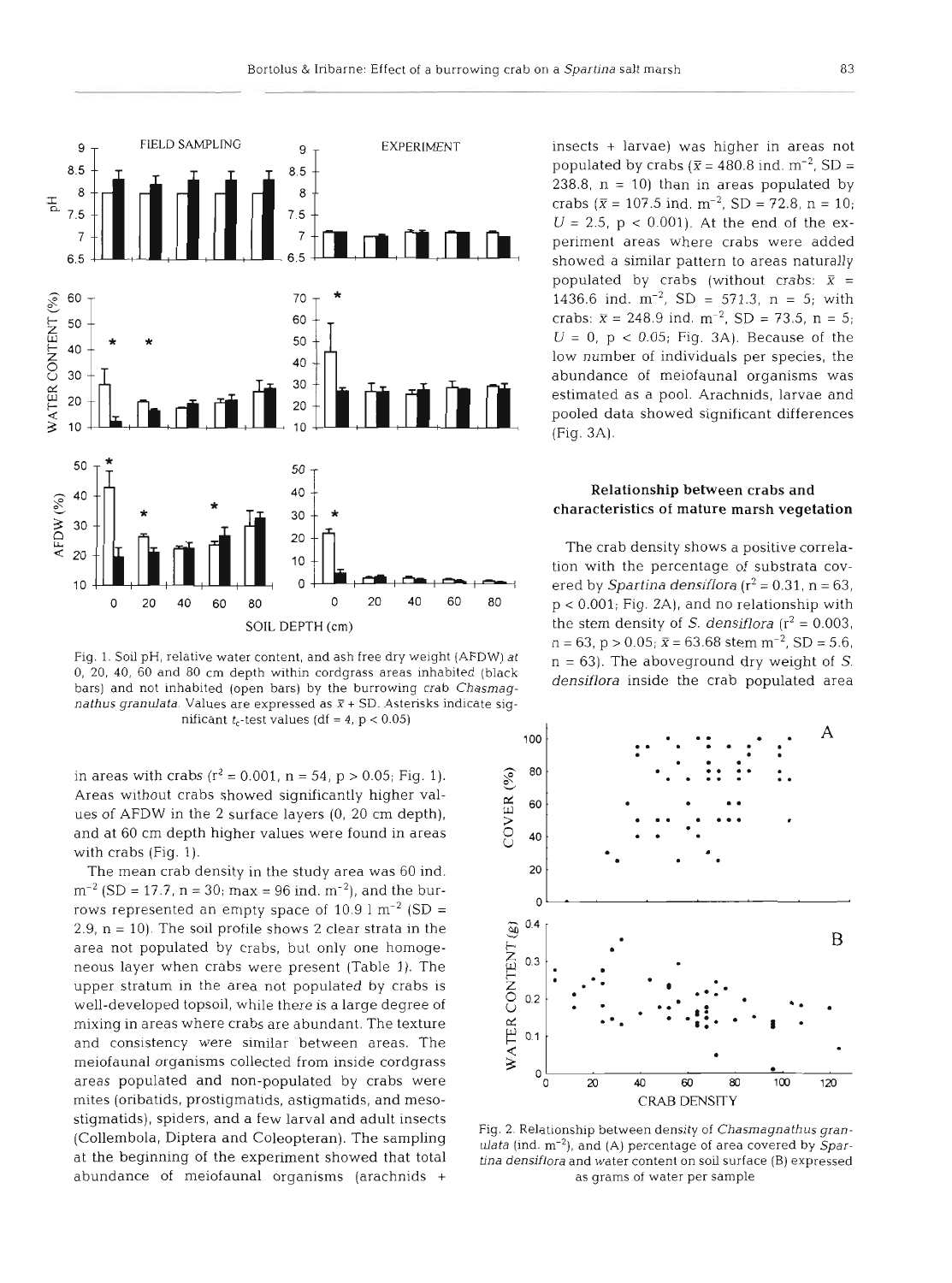FIELD SAMPLING

EXPERIMENT

pH

WATER CONTENT (%)

AFDW (%)

0 20 40 60 80

SOIL DEPTH (cm)

Fig. 1. Soil pH, relative water content, and ash free dry weight (AFDW) at 0, 20, 40, 60 and 80 cm depth within cordgrass areas inhabited (black bars) and not inhabited (open bars) by the burrowing crab *Chasmagnathus granulata*. Values are expressed as $\bar{x}$ + SD. Asterisks indicate significant $t_c$-test values (df = 4, $p < 0.05$)

in areas with crabs ($r^2 = 0.001$, n = 54, $p > 0.05$; Fig. 1). Areas without crabs showed significantly higher values of AFDW in the 2 surface layers (0, 20 cm depth), and at 60 cm depth higher values were found in areas with crabs (Fig. 1).

The mean crab density in the study area was 60 ind. $m^{-2}$ (SD = 17.7, n = 30; max = 96 ind. $m^{-2}$), and the burrows represented an empty space of 10.9 l $m^{-2}$ (SD = 2.9, n = 10). The soil profile shows 2 clear strata in the area not populated by crabs, but only one homogeneous layer when crabs were present (Table 1). The upper stratum in the area not populated by crabs is well-developed topsoil, while there is a large degree of mixing in areas where crabs are abundant. The texture and consistency were similar between areas. The meiofaunal organisms collected from inside cordgrass areas populated and non-populated by crabs were mites (oribatids, prostigmatids, astigmatids, and mesostigmatids), spiders, and a few larval and adult insects (Collembola, Diptera and Coleopteran). The sampling at the beginning of the experiment showed that total abundance of meiofaunal organisms (arachnids + insects + larvae) was higher in areas not populated by crabs ($\bar{x}$ = 480.8 ind. $m^{-2}$, SD = 238.8, n = 10) than in areas populated by crabs ($\bar{x}$ = 107.5 ind. $m^{-2}$, SD = 72.8, n = 10; U = 2.5, $p < 0.001$). At the end of the experiment areas where crabs were added showed a similar pattern to areas naturally populated by crabs (without crabs: $\bar{x}$ = 1436.6 ind. $m^{-2}$, SD = 571.3, n = 5; with crabs: $\bar{x}$ = 248.9 ind. $m^{-2}$, SD = 73.5, n = 5; U = 0, $p < 0.05$; Fig. 3A). Because of the low number of individuals per species, the abundance of meiofaunal organisms was estimated as a pool. Arachnids, larvae and pooled data showed significant differences (Fig. 3A).

## Relationship between crabs and characteristics of mature marsh vegetation

The crab density shows a positive correlation with the percentage of substrata covered by *Spartina densiflora* ($r^2 = 0.31$, n = 63, $p < 0.001$; Fig. 2A), and no relationship with the stem density of *S. densiflora* ($r^2 = 0.003$, n = 63, $p > 0.05$; $\bar{x}$ = 63.68 stem $m^{-2}$, SD = 5.6, n = 63). The aboveground dry weight of *S. densiflora* inside the crab populated area

A

B

COVER (%)

WATER CONTENT (g)

CRAB DENSITY

Fig. 2. Relationship between density of *Chasmagnathus granulata* (ind. $m^{-2}$), and (A) percentage of area covered by *Spartina densiflora* and water content on soil surface (B) expressed as grams of water per sample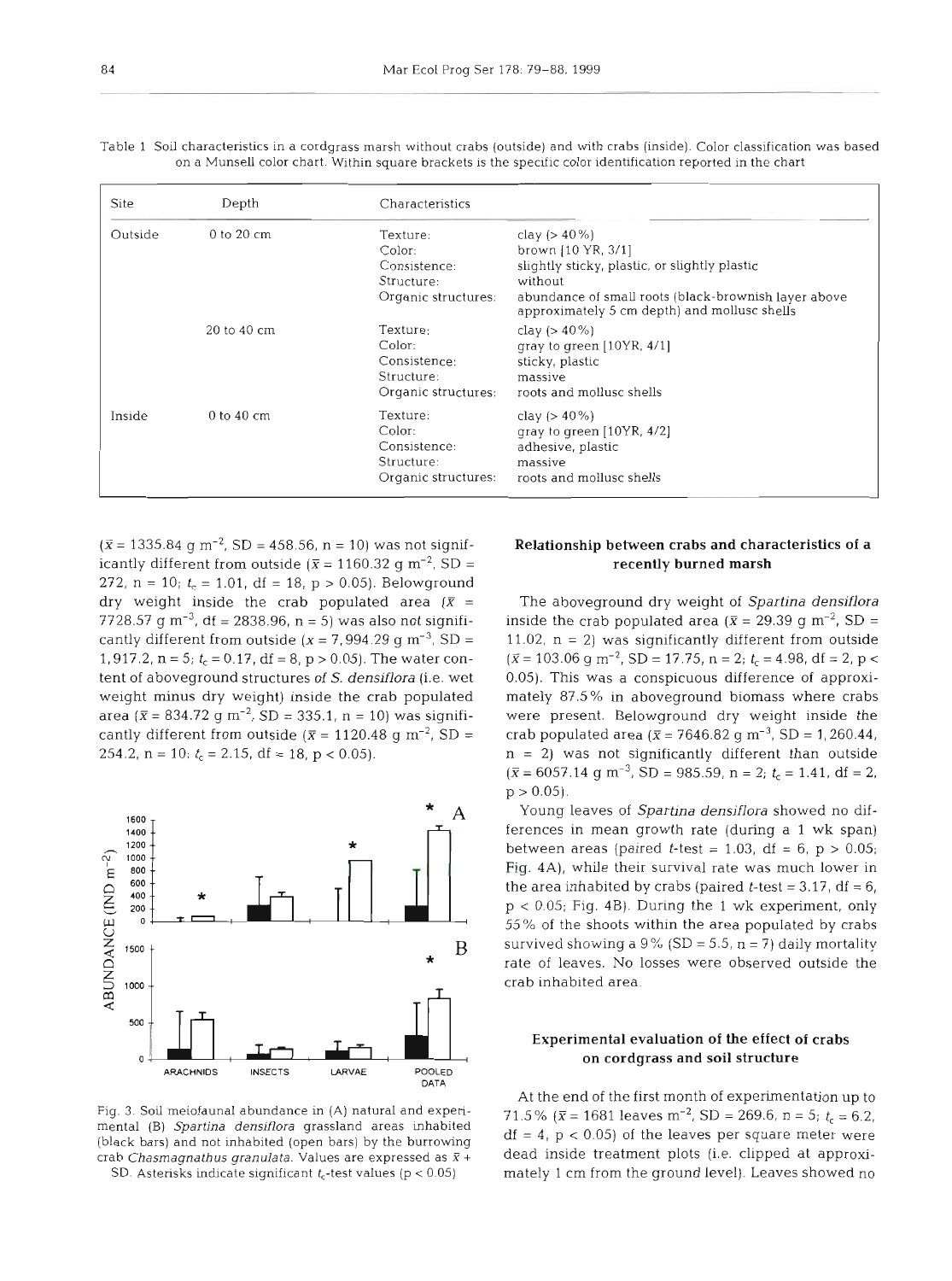Table 1 Soil characteristics in a cordgrass marsh without crabs (outside) and with crabs (inside). Color classification was based on a Munsell color chart. Within square brackets is the specific color identification reported in the chart

| Site | Depth | Characteristics | |
|---|---|---|---|
| Outside | 0 to 20 cm | Texture: | clay (> 40%) |
| | | Color: | brown [10 YR, 3/1] |
| | | Consistence: | slightly sticky, plastic, or slightly plastic |
| | | Structure: | without |
| | | Organic structures: | abundance of small roots (black-brownish layer above approximately 5 cm depth) and mollusc shells |
| | 20 to 40 cm | Texture: | clay (> 40%) |
| | | Color: | gray to green [10YR, 4/1] |
| | | Consistence: | sticky, plastic |
| | | Structure: | massive |
| | | Organic structures: | roots and mollusc shells |
| Inside | 0 to 40 cm | Texture: | clay (> 40%) |
| | | Color: | gray to green [10YR, 4/2] |
| | | Consistence: | adhesive, plastic |
| | | Structure: | massive |
| | | Organic structures: | roots and mollusc shells |

($\bar{x}$ = 1335.84 g m$^{-2}$, SD = 458.56, n = 10) was not significantly different from outside ($\bar{x}$ = 1160.32 g m$^{-2}$, SD = 272, n = 10; $t_c$ = 1.01, df = 18, $p > 0.05$). Belowground dry weight inside the crab populated area ($\bar{x}$ = 7728.57 g m$^{-3}$, df = 2838.96, n = 5) was also not significantly different from outside ($x$ = 7,994.29 g m$^{-3}$, SD = 1,917.2, n = 5; $t_c$ = 0.17, df = 8, $p > 0.05$). The water content of aboveground structures of *S. densiflora* (i.e. wet weight minus dry weight) inside the crab populated area ($\bar{x}$ = 834.72 g m$^{-2}$, SD = 335.1, n = 10) was significantly different from outside ($\bar{x}$ = 1120.48 g m$^{-2}$, SD = 254.2, n = 10; $t_c$ = 2.15, df = 18, $p < 0.05$).

A

B

ABUNDANCE (IND m$^{-2}$)

1600
1400
1200
1000
800
600
400
200
0

1500
1000
500
0

ARACHNIDS INSECTS LARVAE POOLED DATA

Fig. 3. Soil meiofaunal abundance in (A) natural and experimental (B) *Spartina densiflora* grassland areas inhabited (black bars) and not inhabited (open bars) by the burrowing crab *Chasmagnathus granulata*. Values are expressed as $\bar{x}$ + SD. Asterisks indicate significant $t_c$-test values ($p < 0.05$)

## Relationship between crabs and characteristics of a recently burned marsh

The aboveground dry weight of *Spartina densiflora* inside the crab populated area ($\bar{x}$ = 29.39 g m$^{-2}$, SD = 11.02, n = 2) was significantly different from outside ($\bar{x}$ = 103.06 g m$^{-2}$, SD = 17.75, n = 2; $t_c$ = 4.98, df = 2, $p < 0.05$). This was a conspicuous difference of approximately 87.5% in aboveground biomass where crabs were present. Belowground dry weight inside the crab populated area ($\bar{x}$ = 7646.82 g m$^{-3}$, SD = 1,260.44, n = 2) was not significantly different than outside ($\bar{x}$ = 6057.14 g m$^{-3}$, SD = 985.59, n = 2; $t_c$ = 1.41, df = 2, $p > 0.05$).

Young leaves of *Spartina densiflora* showed no differences in mean growth rate (during a 1 wk span) between areas (paired *t*-test = 1.03, df = 6, $p > 0.05$; Fig. 4A), while their survival rate was much lower in the area inhabited by crabs (paired *t*-test = 3.17, df = 6, $p < 0.05$; Fig. 4B). During the 1 wk experiment, only 55% of the shoots within the area populated by crabs survived showing a 9% (SD = 5.5, n = 7) daily mortality rate of leaves. No losses were observed outside the crab inhabited area.

## Experimental evaluation of the effect of crabs on cordgrass and soil structure

At the end of the first month of experimentation up to 71.5% ($\bar{x}$ = 1681 leaves m$^{-2}$, SD = 269.6, n = 5; $t_c$ = 6.2, df = 4, $p < 0.05$) of the leaves per square meter were dead inside treatment plots (i.e. clipped at approximately 1 cm from the ground level). Leaves showed no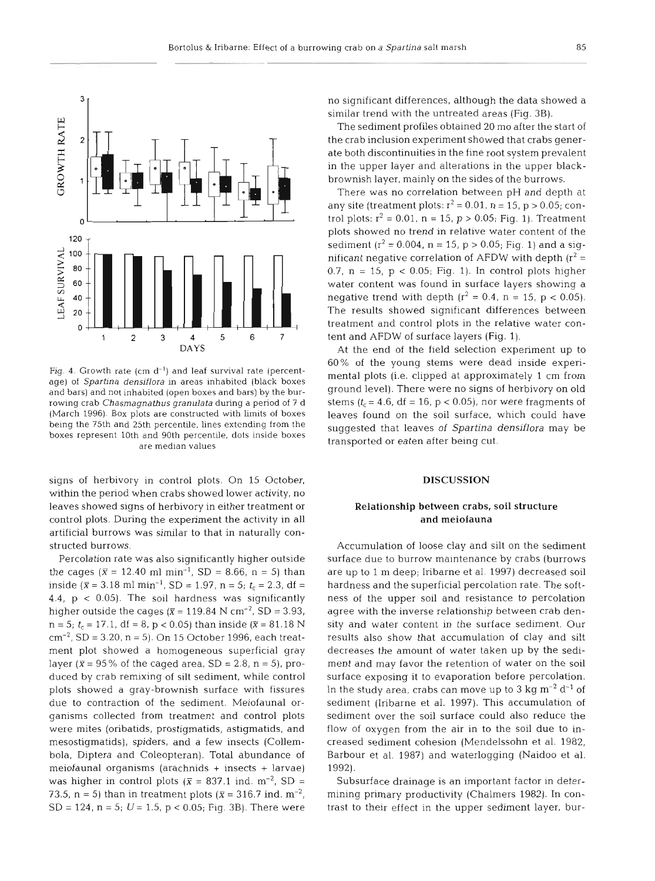GROWTH RATE

3
2
1
0

LEAF SURVIVAL

120
100
80
60
40
20
0

1 2 3 4 5 6 7

DAYS

Fig. 4. Growth rate (cm $d^{-1}$) and leaf survival rate (percentage) of *Spartina densiflora* in areas inhabited (black boxes and bars) and not inhabited (open boxes and bars) by the burrowing crab *Chasmagnathus granulata* during a period of 7 d (March 1996). Box plots are constructed with limits of boxes being the 75th and 25th percentile, lines extending from the boxes represent 10th and 90th percentile, dots inside boxes are median values

signs of herbivory in control plots. On 15 October, within the period when crabs showed lower activity, no leaves showed signs of herbivory in either treatment or control plots. During the experiment the activity in all artificial burrows was similar to that in naturally constructed burrows.

Percolation rate was also significantly higher outside the cages ($\bar{x}$ = 12.40 ml $min^{-1}$, SD = 8.66, n = 5) than inside ($\bar{x}$ = 3.18 ml $min^{-1}$, SD = 1.97, n = 5; $t_c$ = 2.3, df = 4.4, $p < 0.05$). The soil hardness was significantly higher outside the cages ($\bar{x}$ = 119.84 N $cm^{-2}$, SD = 3.93, n = 5; $t_c$ = 17.1, df = 8, $p < 0.05$) than inside ($\bar{x}$ = 81.18 N $cm^{-2}$, SD = 3.20, n = 5). On 15 October 1996, each treatment plot showed a homogeneous superficial gray layer ($\bar{x}$ = 95% of the caged area, SD = 2.8, n = 5), produced by crab remixing of silt sediment, while control plots showed a gray-brownish surface with fissures due to contraction of the sediment. Meiofaunal organisms collected from treatment and control plots were mites (oribatids, prostigmatids, astigmatids, and mesostigmatids), spiders, and a few insects (Collembola, Diptera and Coleopteran). Total abundance of meiofaunal organisms (arachnids + insects + larvae) was higher in control plots ($\bar{x}$ = 837.1 ind. $m^{-2}$, SD = 73.5, n = 5) than in treatment plots ($\bar{x}$ = 316.7 ind. $m^{-2}$, SD = 124, n = 5; $U$ = 1.5, $p < 0.05$; Fig. 3B). There were no significant differences, although the data showed a similar trend with the untreated areas (Fig. 3B).

The sediment profiles obtained 20 mo after the start of the crab inclusion experiment showed that crabs generate both discontinuities in the fine root system prevalent in the upper layer and alterations in the upper black-brownish layer, mainly on the sides of the burrows.

There was no correlation between pH and depth at any site (treatment plots: $r^2$ = 0.01, n = 15, $p > 0.05$; control plots: $r^2$ = 0.01, n = 15, $p > 0.05$; Fig. 1). Treatment plots showed no trend in relative water content of the sediment ($r^2$ = 0.004, n = 15, $p > 0.05$; Fig. 1) and a significant negative correlation of AFDW with depth ($r^2$ = 0.7, n = 15, $p < 0.05$; Fig. 1). In control plots higher water content was found in surface layers showing a negative trend with depth ($r^2$ = 0.4, n = 15, $p < 0.05$). The results showed significant differences between treatment and control plots in the relative water content and AFDW of surface layers (Fig. 1).

At the end of the field selection experiment up to 60% of the young stems were dead inside experimental plots (i.e. clipped at approximately 1 cm from ground level). There were no signs of herbivory on old stems ($t_c$ = 4.6, df = 16, $p < 0.05$), nor were fragments of leaves found on the soil surface, which could have suggested that leaves of *Spartina densiflora* may be transported or eaten after being cut.

## DISCUSSION

### Relationship between crabs, soil structure and meiofauna

Accumulation of loose clay and silt on the sediment surface due to burrow maintenance by crabs (burrows are up to 1 m deep; Iribarne et al. 1997) decreased soil hardness and the superficial percolation rate. The softness of the upper soil and resistance to percolation agree with the inverse relationship between crab density and water content in the surface sediment. Our results also show that accumulation of clay and silt decreases the amount of water taken up by the sediment and may favor the retention of water on the soil surface exposing it to evaporation before percolation. In the study area, crabs can move up to 3 kg $m^{-2}$ $d^{-1}$ of sediment (Iribarne et al. 1997). This accumulation of sediment over the soil surface could also reduce the flow of oxygen from the air in to the soil due to increased sediment cohesion (Mendelssohn et al. 1982, Barbour et al. 1987) and waterlogging (Naidoo et al. 1992).

Subsurface drainage is an important factor in determining primary productivity (Chalmers 1982). In contrast to their effect in the upper sediment layer, bur-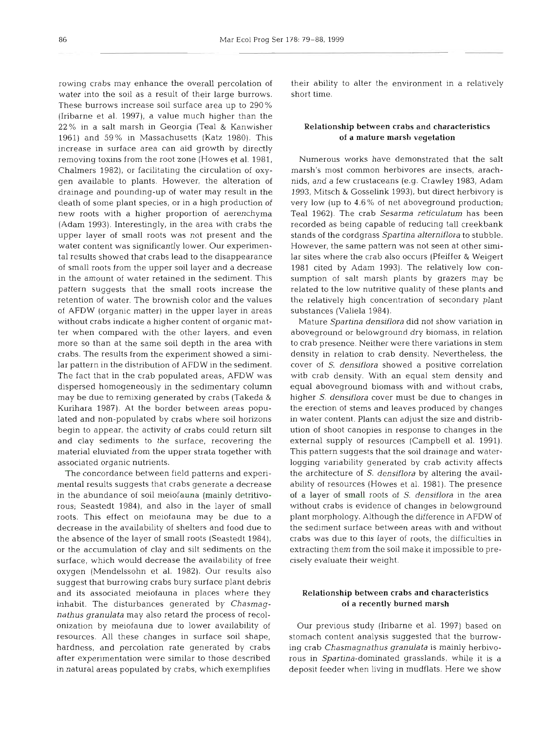rowing crabs may enhance the overall percolation of water into the soil as a result of their large burrows. These burrows increase soil surface area up to 290% (Iribarne et al. 1997), a value much higher than the 22% in a salt marsh in Georgia (Teal & Kanwisher 1961) and 59% in Massachusetts (Katz 1980). This increase in surface area can aid growth by directly removing toxins from the root zone (Howes et al. 1981, Chalmers 1982), or facilitating the circulation of oxygen available to plants. However, the alteration of drainage and pounding-up of water may result in the death of some plant species, or in a high production of new roots with a higher proportion of aerenchyma (Adam 1993). Interestingly, in the area with crabs the upper layer of small roots was not present and the water content was significantly lower. Our experimental results showed that crabs lead to the disappearance of small roots from the upper soil layer and a decrease in the amount of water retained in the sediment. This pattern suggests that the small roots increase the retention of water. The brownish color and the values of AFDW (organic matter) in the upper layer in areas without crabs indicate a higher content of organic matter when compared with the other layers, and even more so than at the same soil depth in the area with crabs. The results from the experiment showed a similar pattern in the distribution of AFDW in the sediment. The fact that in the crab populated areas, AFDW was dispersed homogeneously in the sedimentary column may be due to remixing generated by crabs (Takeda & Kurihara 1987). At the border between areas populated and non-populated by crabs where soil horizons begin to appear, the activity of crabs could return silt and clay sediments to the surface, recovering the material eluviated from the upper strata together with associated organic nutrients.

The concordance between field patterns and experimental results suggests that crabs generate a decrease in the abundance of soil meiofauna (mainly detritivorous; Seastedt 1984), and also in the layer of small roots. This effect on meiofauna may be due to a decrease in the availability of shelters and food due to the absence of the layer of small roots (Seastedt 1984), or the accumulation of clay and silt sediments on the surface, which would decrease the availability of free oxygen (Mendelssohn et al. 1982). Our results also suggest that burrowing crabs bury surface plant debris and its associated meiofauna in places where they inhabit. The disturbances generated by *Chasmagnathus granulata* may also retard the process of recolonization by meiofauna due to lower availability of resources. All these changes in surface soil shape, hardness, and percolation rate generated by crabs after experimentation were similar to those described in natural areas populated by crabs, which exemplifies their ability to alter the environment in a relatively short time.

## Relationship between crabs and characteristics of a mature marsh vegetation

Numerous works have demonstrated that the salt marsh's most common herbivores are insects, arachnids, and a few crustaceans (e.g. Crawley 1983, Adam 1993, Mitsch & Gosselink 1993), but direct herbivory is very low (up to 4.6% of net aboveground production; Teal 1962). The crab *Sesarma reticulatum* has been recorded as being capable of reducing tall creekbank stands of the cordgrass *Spartina alterniflora* to stubble. However, the same pattern was not seen at other similar sites where the crab also occurs (Pfeiffer & Weigert 1981 cited by Adam 1993). The relatively low consumption of salt marsh plants by grazers may be related to the low nutritive quality of these plants and the relatively high concentration of secondary plant substances (Valiela 1984).

Mature *Spartina densiflora* did not show variation in aboveground or belowground dry biomass, in relation to crab presence. Neither were there variations in stem density in relation to crab density. Nevertheless, the cover of *S. densiflora* showed a positive correlation with crab density. With an equal stem density and equal aboveground biomass with and without crabs, higher *S. densiflora* cover must be due to changes in the erection of stems and leaves produced by changes in water content. Plants can adjust the size and distribution of shoot canopies in response to changes in the external supply of resources (Campbell et al. 1991). This pattern suggests that the soil drainage and waterlogging variability generated by crab activity affects the architecture of *S. densiflora* by altering the availability of resources (Howes et al. 1981). The presence of a layer of small roots of *S. densiflora* in the area without crabs is evidence of changes in belowground plant morphology. Although the difference in AFDW of the sediment surface between areas with and without crabs was due to this layer of roots, the difficulties in extracting them from the soil make it impossible to precisely evaluate their weight.

## Relationship between crabs and characteristics of a recently burned marsh

Our previous study (Iribarne et al. 1997) based on stomach content analysis suggested that the burrowing crab *Chasmagnathus granulata* is mainly herbivorous in *Spartina*-dominated grasslands, while it is a deposit feeder when living in mudflats. Here we show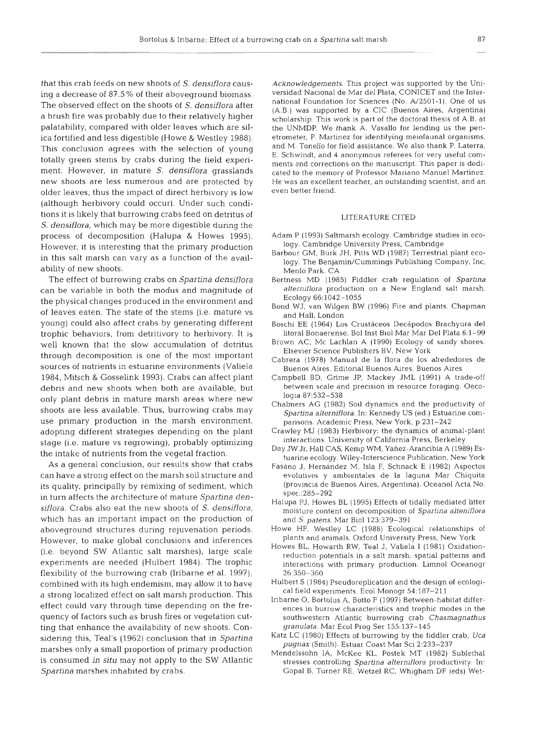that this crab feeds on new shoots of *S. densiflora* causing a decrease of 87.5% of their aboveground biomass. The observed effect on the shoots of *S. densiflora* after a brush fire was probably due to their relatively higher palatability, compared with older leaves which are silica fortified and less digestible (Howe & Westley 1988). This conclusion agrees with the selection of young totally green stems by crabs during the field experiment. However, in mature *S. densiflora* grasslands new shoots are less numerous and are protected by older leaves, thus the impact of direct herbivory is low (although herbivory could occur). Under such conditions it is likely that burrowing crabs feed on detritus of *S. densiflora*, which may be more digestible during the process of decomposition (Halupa & Howes 1995). However, it is interesting that the primary production in this salt marsh can vary as a function of the availability of new shoots.

The effect of burrowing crabs on *Spartina densiflora* can be variable in both the modus and magnitude of the physical changes produced in the environment and of leaves eaten. The state of the stems (i.e. mature vs young) could also affect crabs by generating different trophic behaviors, from detritivory to herbivory. It is well known that the slow accumulation of detritus through decomposition is one of the most important sources of nutrients in estuarine environments (Valiela 1984, Mitsch & Gosselink 1993). Crabs can affect plant debris and new shoots when both are available, but only plant debris in mature marsh areas where new shoots are less available. Thus, burrowing crabs may use primary production in the marsh environment, adopting different strategies depending on the plant stage (i.e. mature vs regrowing), probably optimizing the intake of nutrients from the vegetal fraction.

As a general conclusion, our results show that crabs can have a strong effect on the marsh soil structure and its quality, principally by remixing of sediment, which in turn affects the architecture of mature *Spartina densiflora*. Crabs also eat the new shoots of *S. densiflora*, which has an important impact on the production of aboveground structures during rejuvenation periods. However, to make global conclusions and inferences (i.e. beyond SW Atlantic salt marshes), large scale experiments are needed (Hulbert 1984). The trophic flexibility of the burrowing crab (Iribarne et al. 1997), combined with its high endemism, may allow it to have a strong localized effect on salt marsh production. This effect could vary through time depending on the frequency of factors such as brush fires or vegetation cutting that enhance the availability of new shoots. Considering this, Teal's (1962) conclusion that in *Spartina* marshes only a small proportion of primary production is consumed *in situ* may not apply to the SW Atlantic *Spartina* marshes inhabited by crabs.

*Acknowledgements.* This project was supported by the Universidad Nacional de Mar del Plata, CONICET and the International Foundation for Sciences (No. A/2501-1). One of us (A.B.) was supported by a CIC (Buenos Aires, Argentina) scholarship. This work is part of the doctoral thesis of A.B. at the UNMDP. We thank A. Vasallo for lending us the penetrometer, P. Martinez for identifying meiofaunal organisms, and M. Tonello for field assistance. We also thank P. Laterra, E. Schwindt, and 4 anonymous referees for very useful comments and corrections on the manuscript. This paper is dedicated to the memory of Professor Mariano Manuel Martinez. He was an excellent teacher, an outstanding scientist, and an even better friend.

## LITERATURE CITED

Adam P (1993) Saltmarsh ecology. Cambridge studies in ecology. Cambridge University Press, Cambridge

Barbour GM, Burk JH, Pitts WD (1987) Terrestrial plant ecology. The Benjamin/Cummings Publishing Company, Inc, Menlo Park, CA

Bertness MD (1985) Fiddler crab regulation of *Spartina alterniflora* production on a New England salt marsh. Ecology 66:1042–1055

Bond WJ, van Wilgen BW (1996) Fire and plants. Chapman and Hall, London

Boschi EE (1964) Los Crustáceos Decápodos Brachyura del litoral Bonaerense. Bol Inst Biol Mar Mar Del Plata 6:1–99

Brown AC, Mc Lachlan A (1990) Ecology of sandy shores. Elsevier Science Publishers BV, New York

Cabrera (1978) Manual de la flora de los alrededores de Buenos Aires. Editorial Buenos Aires, Buenos Aires

Campbell BD, Grime JP, Mackey JML (1991) A trade-off between scale and precision in resource foraging. Oecologia 87:532–538

Chalmers AG (1982) Soil dynamics and the productivity of *Spartina alterniflora*. In: Kennedy US (ed.) Estuarine comparisons. Academic Press, New York, p 231–242

Crawley MJ (1983) Herbivory: the dynamics of animal-plant interactions. University of California Press, Berkeley

Day JW Jr, Hall CAS, Kemp WM, Yañez-Arancibia A (1989) Estuarine ecology. Wiley-Interscience Publication, New York

Fasano J, Hernández M, Isla F, Schnack E (1982) Aspectos evolutivos y ambientales de la laguna Mar Chiquita (provincia de Buenos Aires, Argentina). Oceanol Acta No. spec.:285–292

Halupa PJ, Howes BL (1995) Effects of tidally mediated litter moisture content on decomposition of *Spartina alteniflora* and *S. patens*. Mar Biol 123:379–391

Howe HF, Westley LC (1988) Ecological relationships of plants and animals. Oxford University Press, New York

Howes BL, Howarth RW, Teal J, Valiela I (1981) Oxidation-reduction potentials in a salt marsh: spatial patterns and interactions with primary production. Limnol Oceanogr 26:350–360

Hulbert S (1984) Pseudoreplication and the design of ecological field experiments. Ecol Monogr 54:187–211

Iribarne O, Bortolus A, Botto F (1997) Between-habitat differences in burrow characteristics and trophic modes in the southwestern Atlantic burrowing crab *Chasmagnathus granulata*. Mar Ecol Prog Ser 155:137–145

Katz LC (1980) Effects of burrowing by the fiddler crab, *Uca pugnax* (Smith). Estuar Coast Mar Sci 2:233–237

Mendelssohn IA, McKee KL, Postek MT (1982) Sublethal stresses controlling *Spartina alterniflora* productivity. In: Gopal B, Turner RE, Wetzel RC, Whigham DF (eds) Wet-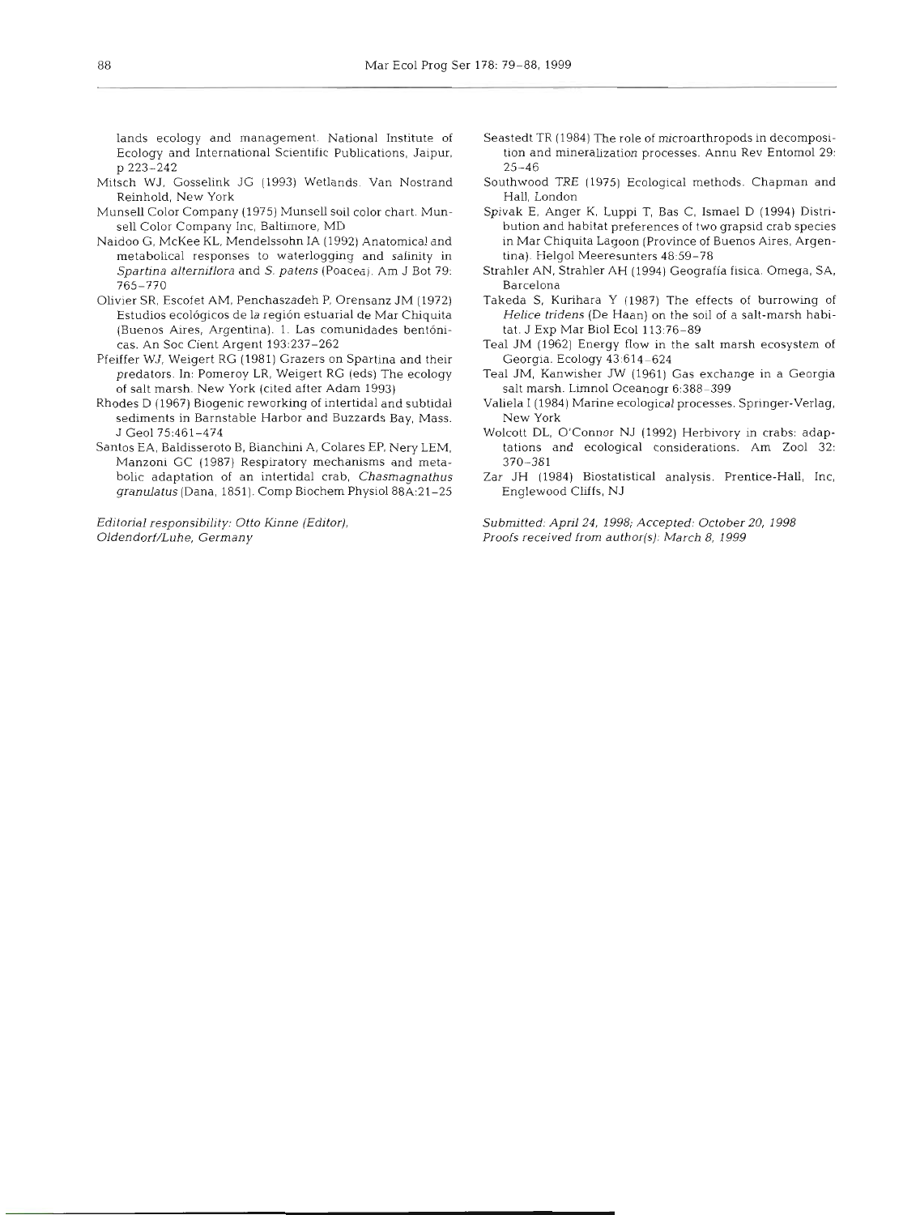lands ecology and management. National Institute of Ecology and International Scientific Publications, Jaipur, p 223–242

Mitsch WJ, Gosselink JG (1993) Wetlands. Van Nostrand Reinhold, New York

Munsell Color Company (1975) Munsell soil color chart. Munsell Color Company Inc, Baltimore, MD

Naidoo G, McKee KL, Mendelssohn IA (1992) Anatomical and metabolical responses to waterlogging and salinity in *Spartina alterniflora* and *S. patens* (Poacea). Am J Bot 79: 765–770

Olivier SR, Escofet AM, Penchaszadeh P, Orensanz JM (1972) Estudios ecológicos de la región estuarial de Mar Chiquita (Buenos Aires, Argentina). 1. Las comunidades bentónicas. An Soc Cient Argent 193:237–262

Pfeiffer WJ, Weigert RG (1981) Grazers on Spartina and their predators. In: Pomeroy LR, Weigert RG (eds) The ecology of salt marsh. New York (cited after Adam 1993)

Rhodes D (1967) Biogenic reworking of intertidal and subtidal sediments in Barnstable Harbor and Buzzards Bay, Mass. J Geol 75:461–474

Santos EA, Baldisseroto B, Bianchini A, Colares EP, Nery LEM, Manzoni GC (1987) Respiratory mechanisms and metabolic adaptation of an intertidal crab, *Chasmagnathus granulatus* (Dana, 1851). Comp Biochem Physiol 88A:21–25

Seastedt TR (1984) The role of microarthropods in decomposition and mineralization processes. Annu Rev Entomol 29: 25–46

Southwood TRE (1975) Ecological methods. Chapman and Hall, London

Spivak E, Anger K, Luppi T, Bas C, Ismael D (1994) Distribution and habitat preferences of two grapsid crab species in Mar Chiquita Lagoon (Province of Buenos Aires, Argentina). Helgol Meeresunters 48:59–78

Strahler AN, Strahler AH (1994) Geografía física. Omega, SA, Barcelona

Takeda S, Kurihara Y (1987) The effects of burrowing of *Helice tridens* (De Haan) on the soil of a salt-marsh habitat. J Exp Mar Biol Ecol 113:76–89

Teal JM (1962) Energy flow in the salt marsh ecosystem of Georgia. Ecology 43:614–624

Teal JM, Kanwisher JW (1961) Gas exchange in a Georgia salt marsh. Limnol Oceanogr 6:388–399

Valiela I (1984) Marine ecological processes. Springer-Verlag, New York

Wolcott DL, O'Connor NJ (1992) Herbivory in crabs: adaptations and ecological considerations. Am Zool 32: 370–381

Zar JH (1984) Biostatistical analysis. Prentice-Hall, Inc, Englewood Cliffs, NJ

*Editorial responsibility: Otto Kinne (Editor), Oldendorf/Luhe, Germany*

*Submitted: April 24, 1998; Accepted: October 20, 1998*
*Proofs received from author(s): March 8, 1999*